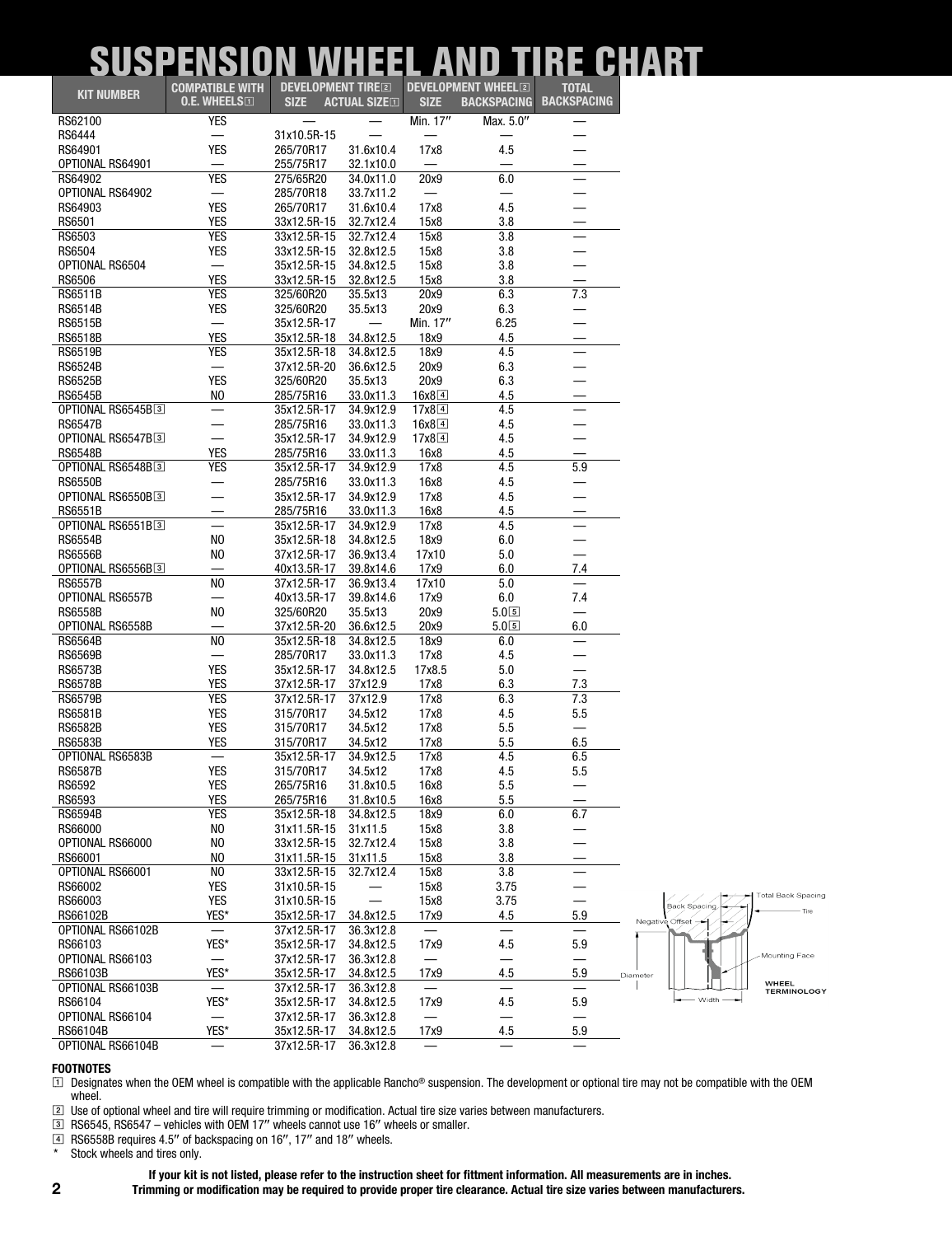# SUSPENSION WHEEL AND TIRE CHART

| KIT NUMBER | COMPATIBLE WITH O.E. WHEELS[1] | DEVELOPMENT TIRE[2] | | DEVELOPMENT WHEEL[2] | | TOTAL BACKSPACING |
|---|---|---|---|---|---|---|
| | | SIZE | ACTUAL SIZE[1] | SIZE | BACKSPACING | |
| RS62100 | YES | — | — | Min. 17″ | Max. 5.0″ | — |
| RS6444 | — | 31x10.5R-15 | — | — | — | — |
| RS64901 | YES | 265/70R17 | 31.6x10.4 | 17x8 | 4.5 | — |
| OPTIONAL RS64901 | — | 255/75R17 | 32.1x10.0 | — | — | — |
| RS64902 | YES | 275/65R20 | 34.0x11.0 | 20x9 | 6.0 | — |
| OPTIONAL RS64902 | — | 285/70R18 | 33.7x11.2 | — | — | — |
| RS64903 | YES | 265/70R17 | 31.6x10.4 | 17x8 | 4.5 | — |
| RS6501 | YES | 33x12.5R-15 | 32.7x12.4 | 15x8 | 3.8 | — |
| RS6503 | YES | 33x12.5R-15 | 32.7x12.4 | 15x8 | 3.8 | — |
| RS6504 | YES | 33x12.5R-15 | 32.8x12.5 | 15x8 | 3.8 | — |
| OPTIONAL RS6504 | — | 35x12.5R-15 | 34.8x12.5 | 15x8 | 3.8 | — |
| RS6506 | YES | 33x12.5R-15 | 32.8x12.5 | 15x8 | 3.8 | — |
| RS6511B | YES | 325/60R20 | 35.5x13 | 20x9 | 6.3 | 7.3 |
| RS6514B | YES | 325/60R20 | 35.5x13 | 20x9 | 6.3 | — |
| RS6515B | — | 35x12.5R-17 | — | Min. 17″ | 6.25 | — |
| RS6518B | YES | 35x12.5R-18 | 34.8x12.5 | 18x9 | 4.5 | — |
| RS6519B | YES | 35x12.5R-18 | 34.8x12.5 | 18x9 | 4.5 | — |
| RS6524B | — | 37x12.5R-20 | 36.6x12.5 | 20x9 | 6.3 | — |
| RS6525B | YES | 325/60R20 | 35.5x13 | 20x9 | 6.3 | — |
| RS6545B | NO | 285/75R16 | 33.0x11.3 | 16x8[4] | 4.5 | — |
| OPTIONAL RS6545B[3] | — | 35x12.5R-17 | 34.9x12.9 | 17x8[4] | 4.5 | — |
| RS6547B | — | 285/75R16 | 33.0x11.3 | 16x8[4] | 4.5 | — |
| OPTIONAL RS6547B[3] | — | 35x12.5R-17 | 34.9x12.9 | 17x8[4] | 4.5 | — |
| RS6548B | YES | 285/75R16 | 33.0x11.3 | 16x8 | 4.5 | — |
| OPTIONAL RS6548B[3] | YES | 35x12.5R-17 | 34.9x12.9 | 17x8 | 4.5 | 5.9 |
| RS6550B | — | 285/75R16 | 33.0x11.3 | 16x8 | 4.5 | — |
| OPTIONAL RS6550B[3] | — | 35x12.5R-17 | 34.9x12.9 | 17x8 | 4.5 | — |
| RS6551B | — | 285/75R16 | 33.0x11.3 | 16x8 | 4.5 | — |
| OPTIONAL RS6551B[3] | — | 35x12.5R-17 | 34.9x12.9 | 17x8 | 4.5 | — |
| RS6554B | NO | 35x12.5R-18 | 34.8x12.5 | 18x9 | 6.0 | — |
| RS6556B | NO | 37x12.5R-17 | 36.9x13.4 | 17x10 | 5.0 | — |
| OPTIONAL RS6556B[3] | — | 40x13.5R-17 | 39.8x14.6 | 17x9 | 6.0 | 7.4 |
| RS6557B | NO | 37x12.5R-17 | 36.9x13.4 | 17x10 | 5.0 | — |
| OPTIONAL RS6557B | — | 40x13.5R-17 | 39.8x14.6 | 17x9 | 6.0 | 7.4 |
| RS6558B | NO | 325/60R20 | 35.5x13 | 20x9 | 5.0[5] | — |
| OPTIONAL RS6558B | — | 37x12.5R-20 | 36.6x12.5 | 20x9 | 5.0[5] | 6.0 |
| RS6564B | NO | 35x12.5R-18 | 34.8x12.5 | 18x9 | 6.0 | — |
| RS6569B | — | 285/70R17 | 33.0x11.3 | 17x8 | 4.5 | — |
| RS6573B | YES | 35x12.5R-17 | 34.8x12.5 | 17x8.5 | 5.0 | — |
| RS6578B | YES | 37x12.5R-17 | 37x12.9 | 17x8 | 6.3 | 7.3 |
| RS6579B | YES | 37x12.5R-17 | 37x12.9 | 17x8 | 6.3 | 7.3 |
| RS6581B | YES | 315/70R17 | 34.5x12 | 17x8 | 4.5 | 5.5 |
| RS6582B | YES | 315/70R17 | 34.5x12 | 17x8 | 5.5 | — |
| RS6583B | YES | 315/70R17 | 34.5x12 | 17x8 | 5.5 | 6.5 |
| OPTIONAL RS6583B | — | 35x12.5R-17 | 34.9x12.5 | 17x8 | 4.5 | 6.5 |
| RS6587B | YES | 315/70R17 | 34.5x12 | 17x8 | 4.5 | 5.5 |
| RS6592 | YES | 265/75R16 | 31.8x10.5 | 16x8 | 5.5 | — |
| RS6593 | YES | 265/75R16 | 31.8x10.5 | 16x8 | 5.5 | — |
| RS6594B | YES | 35x12.5R-18 | 34.8x12.5 | 18x9 | 6.0 | 6.7 |
| RS66000 | NO | 31x11.5R-15 | 31x11.5 | 15x8 | 3.8 | — |
| OPTIONAL RS66000 | NO | 33x12.5R-15 | 32.7x12.4 | 15x8 | 3.8 | — |
| RS66001 | NO | 31x11.5R-15 | 31x11.5 | 15x8 | 3.8 | — |
| OPTIONAL RS66001 | NO | 33x12.5R-15 | 32.7x12.4 | 15x8 | 3.8 | — |
| RS66002 | YES | 31x10.5R-15 | — | 15x8 | 3.75 | — |
| RS66003 | YES | 31x10.5R-15 | — | 15x8 | 3.75 | — |
| RS66102B | YES* | 35x12.5R-17 | 34.8x12.5 | 17x9 | 4.5 | 5.9 |
| OPTIONAL RS66102B | — | 37x12.5R-17 | 36.3x12.8 | — | — | — |
| RS66103 | YES* | 35x12.5R-17 | 34.8x12.5 | 17x9 | 4.5 | 5.9 |
| OPTIONAL RS66103 | — | 37x12.5R-17 | 36.3x12.8 | — | — | — |
| RS66103B | YES* | 35x12.5R-17 | 34.8x12.5 | 17x9 | 4.5 | 5.9 |
| OPTIONAL RS66103B | — | 37x12.5R-17 | 36.3x12.8 | — | — | — |
| RS66104 | YES* | 35x12.5R-17 | 34.8x12.5 | 17x9 | 4.5 | 5.9 |
| OPTIONAL RS66104 | — | 37x12.5R-17 | 36.3x12.8 | — | — | — |
| RS66104B | YES* | 35x12.5R-17 | 34.8x12.5 | 17x9 | 4.5 | 5.9 |
| OPTIONAL RS66104B | — | 37x12.5R-17 | 36.3x12.8 | — | — | — |

Total Back Spacing · Back Spacing · Tire · Negative Offset · Mounting Face · Diameter · Width

WHEEL TERMINOLOGY

**FOOTNOTES**

[1] Designates when the OEM wheel is compatible with the applicable Rancho® suspension. The development or optional tire may not be compatible with the OEM wheel.

[2] Use of optional wheel and tire will require trimming or modification. Actual tire size varies between manufacturers.

[3] RS6545, RS6547 – vehicles with OEM 17″ wheels cannot use 16″ wheels or smaller.

[4] RS6558B requires 4.5″ of backspacing on 16″, 17″ and 18″ wheels.

\* Stock wheels and tires only.

**If your kit is not listed, please refer to the instruction sheet for fittment information. All measurements are in inches.**
**Trimming or modification may be required to provide proper tire clearance. Actual tire size varies between manufacturers.**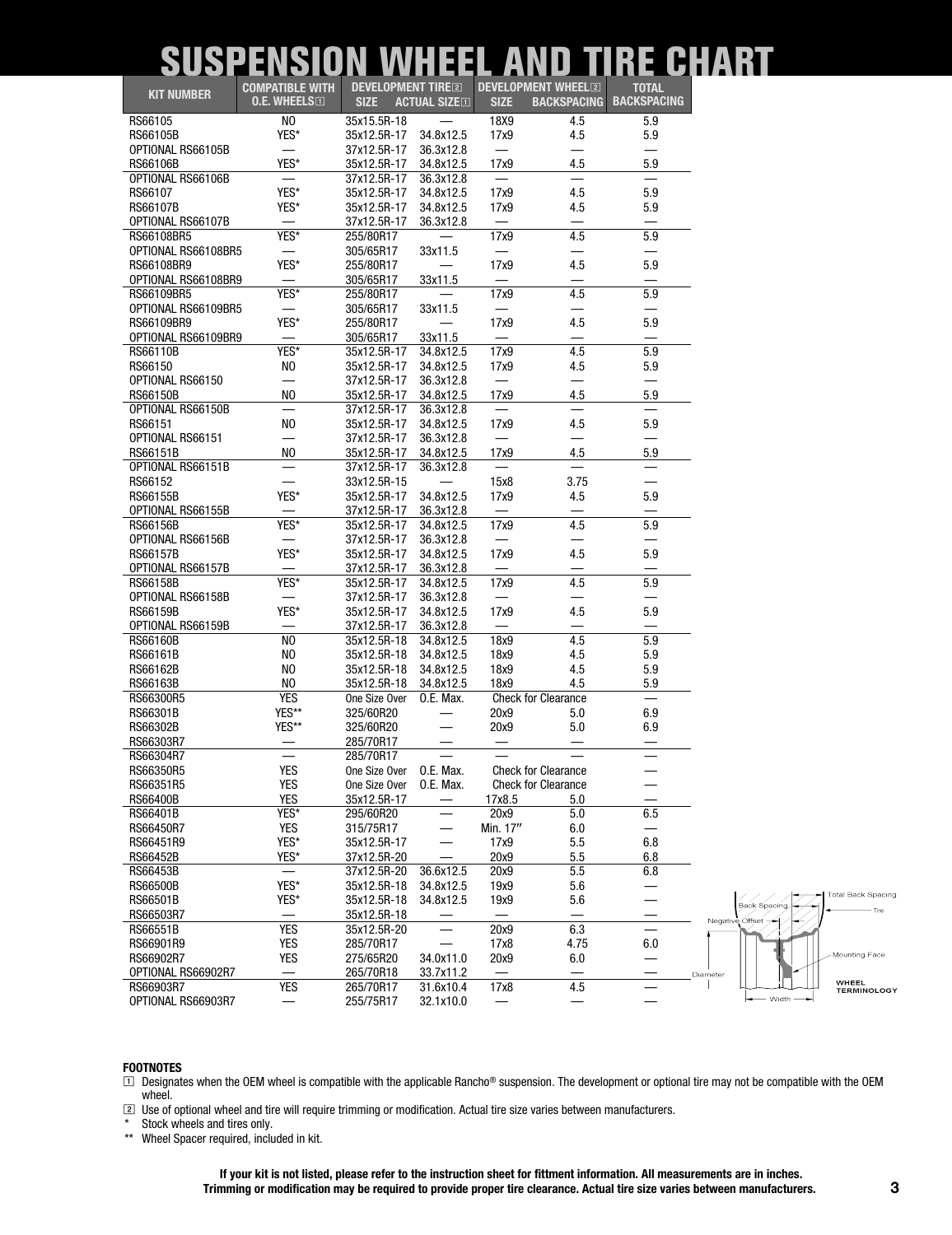# SUSPENSION WHEEL AND TIRE CHART

| KIT NUMBER | COMPATIBLE WITH O.E. WHEELS[1] | DEVELOPMENT TIRE[2] | | DEVELOPMENT WHEEL[2] | | TOTAL BACKSPACING |
|---|---|---|---|---|---|---|
| | | SIZE | ACTUAL SIZE[1] | SIZE | BACKSPACING | |
| RS66105 | NO | 35x15.5R-18 | — | 18X9 | 4.5 | 5.9 |
| RS66105B | YES* | 35x12.5R-17 | 34.8x12.5 | 17x9 | 4.5 | 5.9 |
| OPTIONAL RS66105B | — | 37x12.5R-17 | 36.3x12.8 | — | — | — |
| RS66106B | YES* | 35x12.5R-17 | 34.8x12.5 | 17x9 | 4.5 | 5.9 |
| OPTIONAL RS66106B | — | 37x12.5R-17 | 36.3x12.8 | — | — | — |
| RS66107 | YES* | 35x12.5R-17 | 34.8x12.5 | 17x9 | 4.5 | 5.9 |
| RS66107B | YES* | 35x12.5R-17 | 34.8x12.5 | 17x9 | 4.5 | 5.9 |
| OPTIONAL RS66107B | — | 37x12.5R-17 | 36.3x12.8 | — | — | — |
| RS66108BR5 | YES* | 255/80R17 | — | 17x9 | 4.5 | 5.9 |
| OPTIONAL RS66108BR5 | — | 305/65R17 | 33x11.5 | — | — | — |
| RS66108BR9 | YES* | 255/80R17 | — | 17x9 | 4.5 | 5.9 |
| OPTIONAL RS66108BR9 | — | 305/65R17 | 33x11.5 | — | — | — |
| RS66109BR5 | YES* | 255/80R17 | — | 17x9 | 4.5 | 5.9 |
| OPTIONAL RS66109BR5 | — | 305/65R17 | 33x11.5 | — | — | — |
| RS66109BR9 | YES* | 255/80R17 | — | 17x9 | 4.5 | 5.9 |
| OPTIONAL RS66109BR9 | — | 305/65R17 | 33x11.5 | — | — | — |
| RS66110B | YES* | 35x12.5R-17 | 34.8x12.5 | 17x9 | 4.5 | 5.9 |
| RS66150 | NO | 35x12.5R-17 | 34.8x12.5 | 17x9 | 4.5 | 5.9 |
| OPTIONAL RS66150 | — | 37x12.5R-17 | 36.3x12.8 | — | — | — |
| RS66150B | NO | 35x12.5R-17 | 34.8x12.5 | 17x9 | 4.5 | 5.9 |
| OPTIONAL RS66150B | — | 37x12.5R-17 | 36.3x12.8 | — | — | — |
| RS66151 | NO | 35x12.5R-17 | 34.8x12.5 | 17x9 | 4.5 | 5.9 |
| OPTIONAL RS66151 | — | 37x12.5R-17 | 36.3x12.8 | — | — | — |
| RS66151B | NO | 35x12.5R-17 | 34.8x12.5 | 17x9 | 4.5 | 5.9 |
| OPTIONAL RS66151B | — | 37x12.5R-17 | 36.3x12.8 | — | — | — |
| RS66152 | — | 33x12.5R-15 | — | 15x8 | 3.75 | — |
| RS66155B | YES* | 35x12.5R-17 | 34.8x12.5 | 17x9 | 4.5 | 5.9 |
| OPTIONAL RS66155B | — | 37x12.5R-17 | 36.3x12.8 | — | — | — |
| RS66156B | YES* | 35x12.5R-17 | 34.8x12.5 | 17x9 | 4.5 | 5.9 |
| OPTIONAL RS66156B | — | 37x12.5R-17 | 36.3x12.8 | — | — | — |
| RS66157B | YES* | 35x12.5R-17 | 34.8x12.5 | 17x9 | 4.5 | 5.9 |
| OPTIONAL RS66157B | — | 37x12.5R-17 | 36.3x12.8 | — | — | — |
| RS66158B | YES* | 35x12.5R-17 | 34.8x12.5 | 17x9 | 4.5 | 5.9 |
| OPTIONAL RS66158B | — | 37x12.5R-17 | 36.3x12.8 | — | — | — |
| RS66159B | YES* | 35x12.5R-17 | 34.8x12.5 | 17x9 | 4.5 | 5.9 |
| OPTIONAL RS66159B | — | 37x12.5R-17 | 36.3x12.8 | — | — | — |
| RS66160B | NO | 35x12.5R-18 | 34.8x12.5 | 18x9 | 4.5 | 5.9 |
| RS66161B | NO | 35x12.5R-18 | 34.8x12.5 | 18x9 | 4.5 | 5.9 |
| RS66162B | NO | 35x12.5R-18 | 34.8x12.5 | 18x9 | 4.5 | 5.9 |
| RS66163B | NO | 35x12.5R-18 | 34.8x12.5 | 18x9 | 4.5 | 5.9 |
| RS66300R5 | YES | One Size Over | O.E. Max. | Check for Clearance | | — |
| RS66301B | YES** | 325/60R20 | — | 20x9 | 5.0 | 6.9 |
| RS66302B | YES** | 325/60R20 | — | 20x9 | 5.0 | 6.9 |
| RS66303R7 | — | 285/70R17 | — | — | — | — |
| RS66304R7 | — | 285/70R17 | — | — | — | — |
| RS66350R5 | YES | One Size Over | O.E. Max. | Check for Clearance | | — |
| RS66351R5 | YES | One Size Over | O.E. Max. | Check for Clearance | | — |
| RS66400B | YES | 35x12.5R-17 | — | 17x8.5 | 5.0 | — |
| RS66401B | YES* | 295/60R20 | — | 20x9 | 5.0 | 6.5 |
| RS66450R7 | YES | 315/75R17 | — | Min. 17″ | 6.0 | — |
| RS66451R9 | YES* | 35x12.5R-17 | — | 17x9 | 5.5 | 6.8 |
| RS66452B | YES* | 37x12.5R-20 | — | 20x9 | 5.5 | 6.8 |
| RS66453B | — | 37x12.5R-20 | 36.6x12.5 | 20x9 | 5.5 | 6.8 |
| RS66500B | YES* | 35x12.5R-18 | 34.8x12.5 | 19x9 | 5.6 | — |
| RS66501B | YES* | 35x12.5R-18 | 34.8x12.5 | 19x9 | 5.6 | — |
| RS66503R7 | — | 35x12.5R-18 | — | — | — | — |
| RS66551B | YES | 35x12.5R-20 | — | 20x9 | 6.3 | — |
| RS66901R9 | YES | 285/70R17 | — | 17x8 | 4.75 | 6.0 |
| RS66902R7 | YES | 275/65R20 | 34.0x11.0 | 20x9 | 6.0 | — |
| OPTIONAL RS66902R7 | — | 265/70R18 | 33.7x11.2 | — | — | — |
| RS66903R7 | YES | 265/70R17 | 31.6x10.4 | 17x8 | 4.5 | — |
| OPTIONAL RS66903R7 | — | 255/75R17 | 32.1x10.0 | — | — | — |

Back Spacing
Total Back Spacing
Negative Offset
Tire
Mounting Face
Diameter
Width
WHEEL TERMINOLOGY

**FOOTNOTES**

[1] Designates when the OEM wheel is compatible with the applicable Rancho® suspension. The development or optional tire may not be compatible with the OEM wheel.

[2] Use of optional wheel and tire will require trimming or modification. Actual tire size varies between manufacturers.

\* Stock wheels and tires only.

\*\* Wheel Spacer required, included in kit.

**If your kit is not listed, please refer to the instruction sheet for fittment information. All measurements are in inches.**
**Trimming or modification may be required to provide proper tire clearance. Actual tire size varies between manufacturers.**